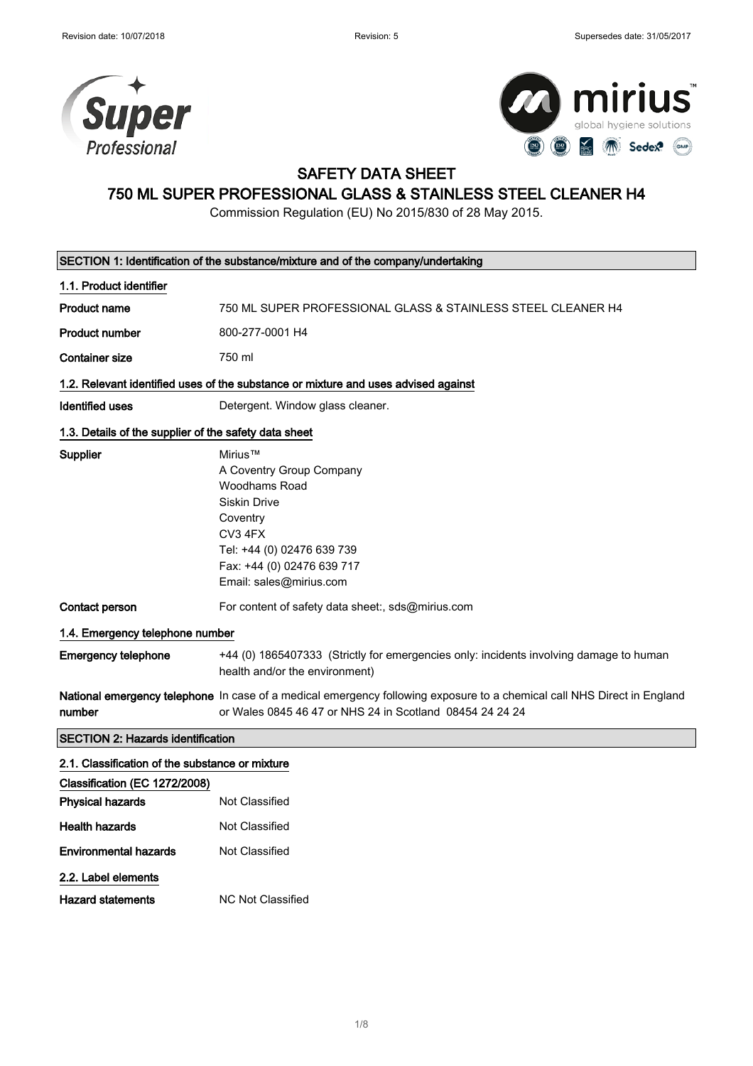Revision date: 10/07/2018 | Revision: 5 | Supersedes date: 31/05/2017

# SAFETY DATA SHEET

# 750 ML SUPER PROFESSIONAL GLASS & STAINLESS STEEL CLEANER H4

Commission Regulation (EU) No 2015/830 of 28 May 2015.

## SECTION 1: Identification of the substance/mixture and of the company/undertaking

### 1.1. Product identifier

| | |
|---|---|
| **Product name** | 750 ML SUPER PROFESSIONAL GLASS & STAINLESS STEEL CLEANER H4 |
| **Product number** | 800-277-0001 H4 |
| **Container size** | 750 ml |

### 1.2. Relevant identified uses of the substance or mixture and uses advised against

| | |
|---|---|
| **Identified uses** | Detergent. Window glass cleaner. |

### 1.3. Details of the supplier of the safety data sheet

| | |
|---|---|
| **Supplier** | Mirius™<br>A Coventry Group Company<br>Woodhams Road<br>Siskin Drive<br>Coventry<br>CV3 4FX<br>Tel: +44 (0) 02476 639 739<br>Fax: +44 (0) 02476 639 717<br>Email: sales@mirius.com |
| **Contact person** | For content of safety data sheet:, sds@mirius.com |

### 1.4. Emergency telephone number

| | |
|---|---|
| **Emergency telephone** | +44 (0) 1865407333 (Strictly for emergencies only: incidents involving damage to human health and/or the environment) |
| **National emergency telephone number** | In case of a medical emergency following exposure to a chemical call NHS Direct in England or Wales 0845 46 47 or NHS 24 in Scotland 08454 24 24 24 |

## SECTION 2: Hazards identification

### 2.1. Classification of the substance or mixture

**Classification (EC 1272/2008)**

| | |
|---|---|
| **Physical hazards** | Not Classified |
| **Health hazards** | Not Classified |
| **Environmental hazards** | Not Classified |

### 2.2. Label elements

| | |
|---|---|
| **Hazard statements** | NC Not Classified |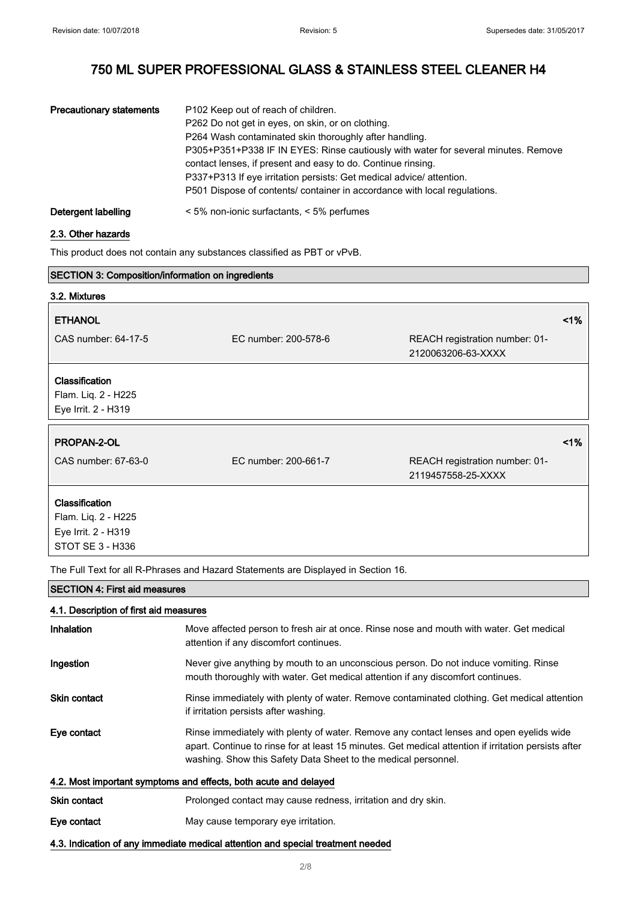| | |
|---|---|
| **Precautionary statements** | P102 Keep out of reach of children.<br>P262 Do not get in eyes, on skin, or on clothing.<br>P264 Wash contaminated skin thoroughly after handling.<br>P305+P351+P338 IF IN EYES: Rinse cautiously with water for several minutes. Remove contact lenses, if present and easy to do. Continue rinsing.<br>P337+P313 If eye irritation persists: Get medical advice/ attention.<br>P501 Dispose of contents/ container in accordance with local regulations. |
| **Detergent labelling** | < 5% non-ionic surfactants, < 5% perfumes |

### 2.3. Other hazards

This product does not contain any substances classified as PBT or vPvB.

## SECTION 3: Composition/information on ingredients

### 3.2. Mixtures

| **ETHANOL** | | <1% |
|---|---|---|
| CAS number: 64-17-5 | EC number: 200-578-6 | REACH registration number: 01-2120063206-63-XXXX |

**Classification**
Flam. Liq. 2 - H225
Eye Irrit. 2 - H319

| **PROPAN-2-OL** | | <1% |
|---|---|---|
| CAS number: 67-63-0 | EC number: 200-661-7 | REACH registration number: 01-2119457558-25-XXXX |

**Classification**
Flam. Liq. 2 - H225
Eye Irrit. 2 - H319
STOT SE 3 - H336

The Full Text for all R-Phrases and Hazard Statements are Displayed in Section 16.

## SECTION 4: First aid measures

### 4.1. Description of first aid measures

| | |
|---|---|
| **Inhalation** | Move affected person to fresh air at once. Rinse nose and mouth with water. Get medical attention if any discomfort continues. |
| **Ingestion** | Never give anything by mouth to an unconscious person. Do not induce vomiting. Rinse mouth thoroughly with water. Get medical attention if any discomfort continues. |
| **Skin contact** | Rinse immediately with plenty of water. Remove contaminated clothing. Get medical attention if irritation persists after washing. |
| **Eye contact** | Rinse immediately with plenty of water. Remove any contact lenses and open eyelids wide apart. Continue to rinse for at least 15 minutes. Get medical attention if irritation persists after washing. Show this Safety Data Sheet to the medical personnel. |

### 4.2. Most important symptoms and effects, both acute and delayed

| | |
|---|---|
| **Skin contact** | Prolonged contact may cause redness, irritation and dry skin. |
| **Eye contact** | May cause temporary eye irritation. |

### 4.3. Indication of any immediate medical attention and special treatment needed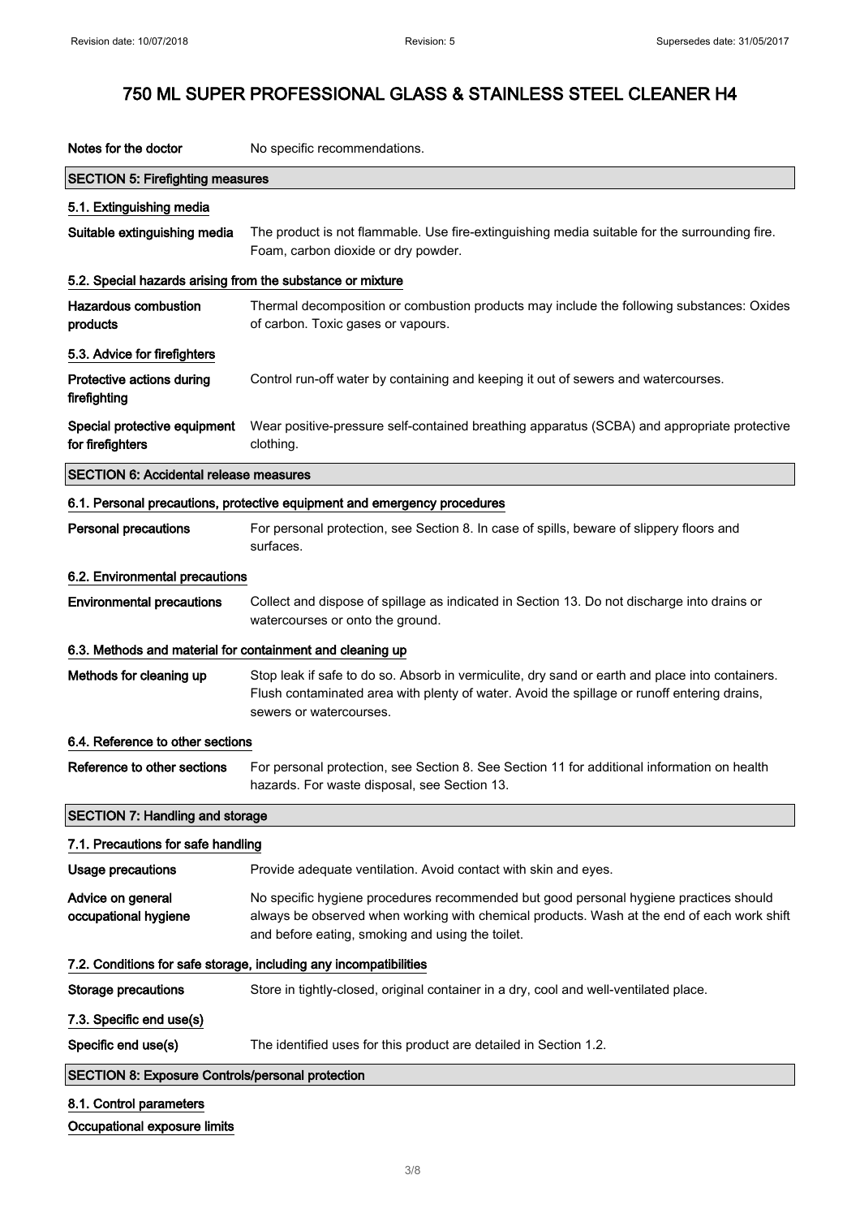# 750 ML SUPER PROFESSIONAL GLASS & STAINLESS STEEL CLEANER H4

**Notes for the doctor** No specific recommendations.

## SECTION 5: Firefighting measures

### 5.1. Extinguishing media

**Suitable extinguishing media** The product is not flammable. Use fire-extinguishing media suitable for the surrounding fire. Foam, carbon dioxide or dry powder.

### 5.2. Special hazards arising from the substance or mixture

**Hazardous combustion products** Thermal decomposition or combustion products may include the following substances: Oxides of carbon. Toxic gases or vapours.

### 5.3. Advice for firefighters

**Protective actions during firefighting** Control run-off water by containing and keeping it out of sewers and watercourses.

**Special protective equipment for firefighters** Wear positive-pressure self-contained breathing apparatus (SCBA) and appropriate protective clothing.

## SECTION 6: Accidental release measures

### 6.1. Personal precautions, protective equipment and emergency procedures

**Personal precautions** For personal protection, see Section 8. In case of spills, beware of slippery floors and surfaces.

### 6.2. Environmental precautions

**Environmental precautions** Collect and dispose of spillage as indicated in Section 13. Do not discharge into drains or watercourses or onto the ground.

### 6.3. Methods and material for containment and cleaning up

**Methods for cleaning up** Stop leak if safe to do so. Absorb in vermiculite, dry sand or earth and place into containers. Flush contaminated area with plenty of water. Avoid the spillage or runoff entering drains, sewers or watercourses.

### 6.4. Reference to other sections

**Reference to other sections** For personal protection, see Section 8. See Section 11 for additional information on health hazards. For waste disposal, see Section 13.

## SECTION 7: Handling and storage

### 7.1. Precautions for safe handling

**Usage precautions** Provide adequate ventilation. Avoid contact with skin and eyes.

**Advice on general occupational hygiene** No specific hygiene procedures recommended but good personal hygiene practices should always be observed when working with chemical products. Wash at the end of each work shift and before eating, smoking and using the toilet.

### 7.2. Conditions for safe storage, including any incompatibilities

**Storage precautions** Store in tightly-closed, original container in a dry, cool and well-ventilated place.

### 7.3. Specific end use(s)

**Specific end use(s)** The identified uses for this product are detailed in Section 1.2.

## SECTION 8: Exposure Controls/personal protection

### 8.1. Control parameters

**Occupational exposure limits**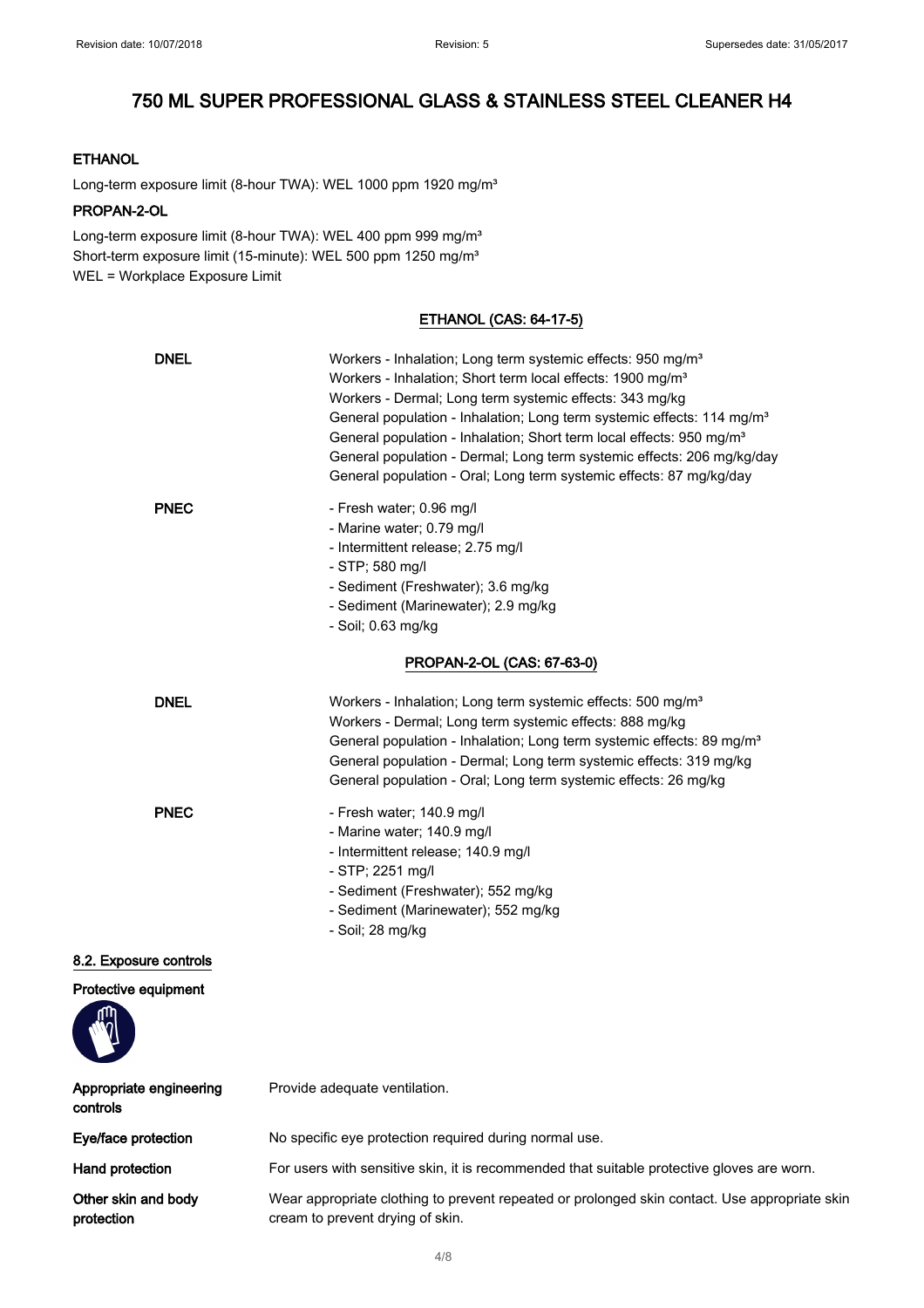# 750 ML SUPER PROFESSIONAL GLASS & STAINLESS STEEL CLEANER H4

**ETHANOL**

Long-term exposure limit (8-hour TWA): WEL 1000 ppm 1920 mg/m³

**PROPAN-2-OL**

Long-term exposure limit (8-hour TWA): WEL 400 ppm 999 mg/m³
Short-term exposure limit (15-minute): WEL 500 ppm 1250 mg/m³
WEL = Workplace Exposure Limit

**ETHANOL (CAS: 64-17-5)**

| | |
|---|---|
| **DNEL** | Workers - Inhalation; Long term systemic effects: 950 mg/m³<br>Workers - Inhalation; Short term local effects: 1900 mg/m³<br>Workers - Dermal; Long term systemic effects: 343 mg/kg<br>General population - Inhalation; Long term systemic effects: 114 mg/m³<br>General population - Inhalation; Short term local effects: 950 mg/m³<br>General population - Dermal; Long term systemic effects: 206 mg/kg/day<br>General population - Oral; Long term systemic effects: 87 mg/kg/day |
| **PNEC** | - Fresh water; 0.96 mg/l<br>- Marine water; 0.79 mg/l<br>- Intermittent release; 2.75 mg/l<br>- STP; 580 mg/l<br>- Sediment (Freshwater); 3.6 mg/kg<br>- Sediment (Marinewater); 2.9 mg/kg<br>- Soil; 0.63 mg/kg |

**PROPAN-2-OL (CAS: 67-63-0)**

| | |
|---|---|
| **DNEL** | Workers - Inhalation; Long term systemic effects: 500 mg/m³<br>Workers - Dermal; Long term systemic effects: 888 mg/kg<br>General population - Inhalation; Long term systemic effects: 89 mg/m³<br>General population - Dermal; Long term systemic effects: 319 mg/kg<br>General population - Oral; Long term systemic effects: 26 mg/kg |
| **PNEC** | - Fresh water; 140.9 mg/l<br>- Marine water; 140.9 mg/l<br>- Intermittent release; 140.9 mg/l<br>- STP; 2251 mg/l<br>- Sediment (Freshwater); 552 mg/kg<br>- Sediment (Marinewater); 552 mg/kg<br>- Soil; 28 mg/kg |

## 8.2. Exposure controls

**Protective equipment**

| | |
|---|---|
| **Appropriate engineering controls** | Provide adequate ventilation. |
| **Eye/face protection** | No specific eye protection required during normal use. |
| **Hand protection** | For users with sensitive skin, it is recommended that suitable protective gloves are worn. |
| **Other skin and body protection** | Wear appropriate clothing to prevent repeated or prolonged skin contact. Use appropriate skin cream to prevent drying of skin. |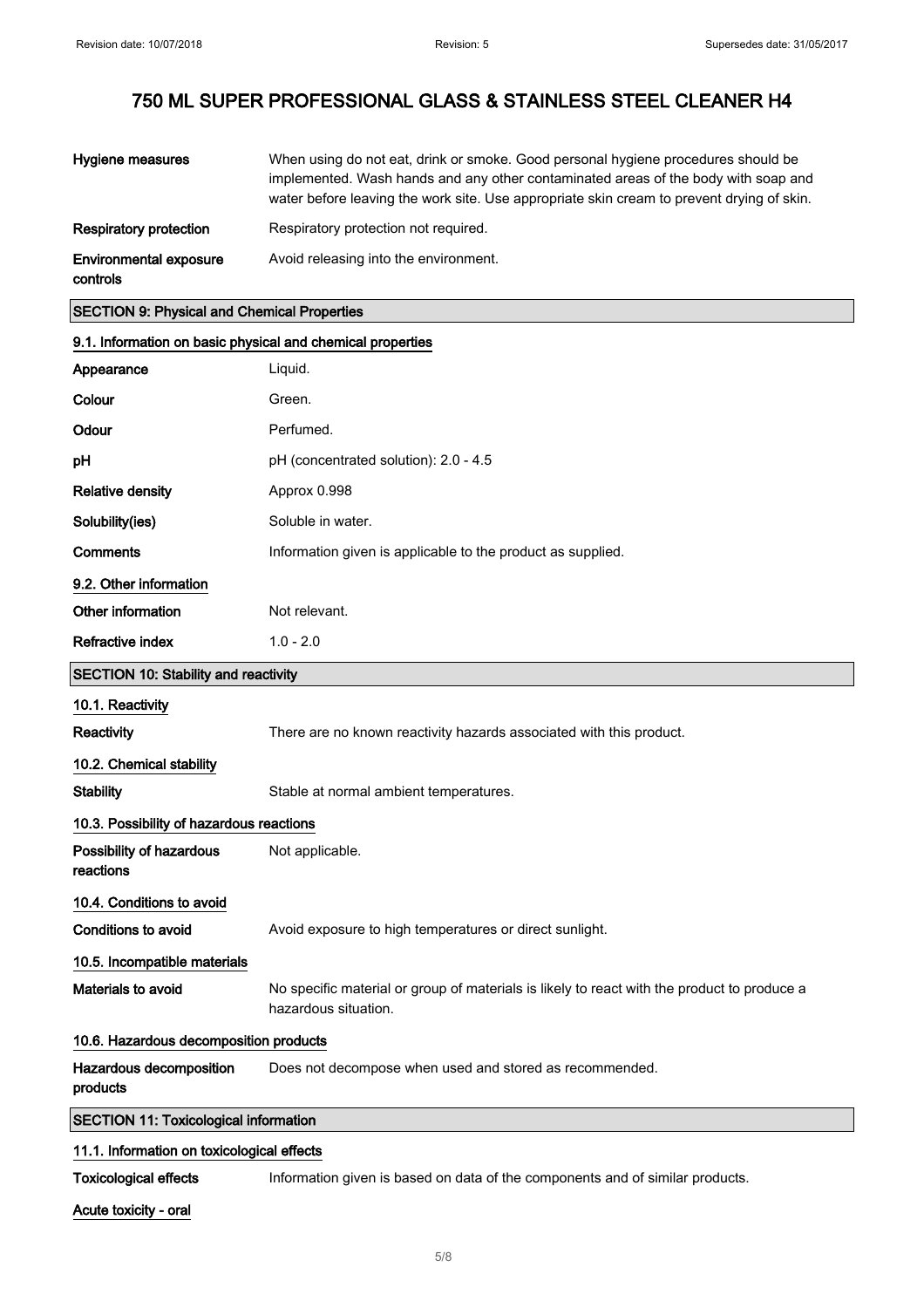# 750 ML SUPER PROFESSIONAL GLASS & STAINLESS STEEL CLEANER H4

| | |
|---|---|
| **Hygiene measures** | When using do not eat, drink or smoke. Good personal hygiene procedures should be implemented. Wash hands and any other contaminated areas of the body with soap and water before leaving the work site. Use appropriate skin cream to prevent drying of skin. |
| **Respiratory protection** | Respiratory protection not required. |
| **Environmental exposure controls** | Avoid releasing into the environment. |

## SECTION 9: Physical and Chemical Properties

### 9.1. Information on basic physical and chemical properties

| | |
|---|---|
| **Appearance** | Liquid. |
| **Colour** | Green. |
| **Odour** | Perfumed. |
| **pH** | pH (concentrated solution): 2.0 - 4.5 |
| **Relative density** | Approx 0.998 |
| **Solubility(ies)** | Soluble in water. |
| **Comments** | Information given is applicable to the product as supplied. |

### 9.2. Other information

| | |
|---|---|
| **Other information** | Not relevant. |
| **Refractive index** | 1.0 - 2.0 |

## SECTION 10: Stability and reactivity

### 10.1. Reactivity

| | |
|---|---|
| **Reactivity** | There are no known reactivity hazards associated with this product. |

### 10.2. Chemical stability

| | |
|---|---|
| **Stability** | Stable at normal ambient temperatures. |

### 10.3. Possibility of hazardous reactions

| | |
|---|---|
| **Possibility of hazardous reactions** | Not applicable. |

### 10.4. Conditions to avoid

| | |
|---|---|
| **Conditions to avoid** | Avoid exposure to high temperatures or direct sunlight. |

### 10.5. Incompatible materials

| | |
|---|---|
| **Materials to avoid** | No specific material or group of materials is likely to react with the product to produce a hazardous situation. |

### 10.6. Hazardous decomposition products

| | |
|---|---|
| **Hazardous decomposition products** | Does not decompose when used and stored as recommended. |

## SECTION 11: Toxicological information

### 11.1. Information on toxicological effects

| | |
|---|---|
| **Toxicological effects** | Information given is based on data of the components and of similar products. |

**Acute toxicity - oral**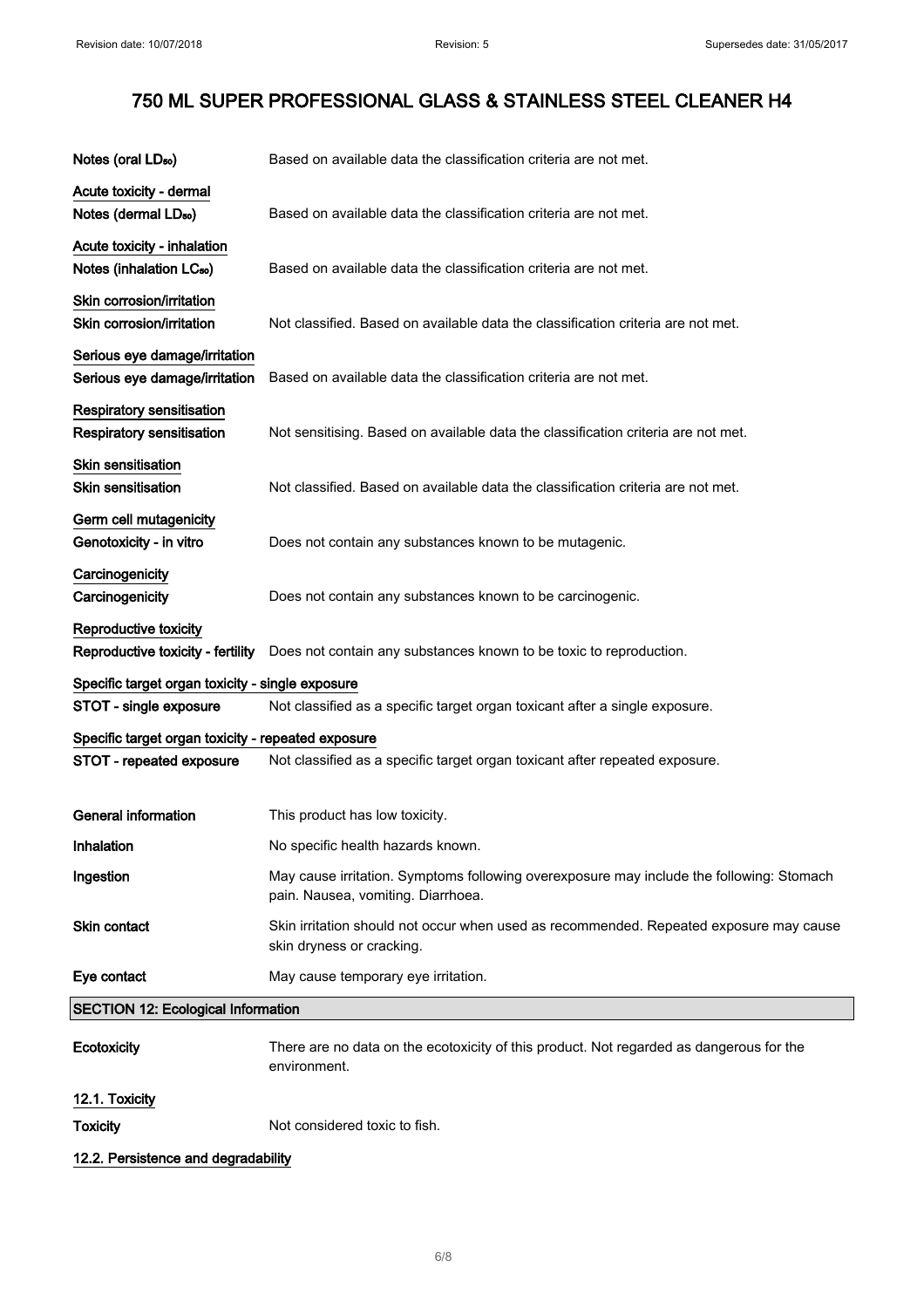| | |
|---|---|
| Notes (oral $LD_{50}$) | Based on available data the classification criteria are not met. |

**Acute toxicity - dermal**

| | |
|---|---|
| Notes (dermal $LD_{50}$) | Based on available data the classification criteria are not met. |

**Acute toxicity - inhalation**

| | |
|---|---|
| Notes (inhalation $LC_{50}$) | Based on available data the classification criteria are not met. |

**Skin corrosion/irritation**

| | |
|---|---|
| Skin corrosion/irritation | Not classified. Based on available data the classification criteria are not met. |

**Serious eye damage/irritation**

| | |
|---|---|
| Serious eye damage/irritation | Based on available data the classification criteria are not met. |

**Respiratory sensitisation**

| | |
|---|---|
| Respiratory sensitisation | Not sensitising. Based on available data the classification criteria are not met. |

**Skin sensitisation**

| | |
|---|---|
| Skin sensitisation | Not classified. Based on available data the classification criteria are not met. |

**Germ cell mutagenicity**

| | |
|---|---|
| Genotoxicity - in vitro | Does not contain any substances known to be mutagenic. |

**Carcinogenicity**

| | |
|---|---|
| Carcinogenicity | Does not contain any substances known to be carcinogenic. |

**Reproductive toxicity**

| | |
|---|---|
| Reproductive toxicity - fertility | Does not contain any substances known to be toxic to reproduction. |

**Specific target organ toxicity - single exposure**

| | |
|---|---|
| STOT - single exposure | Not classified as a specific target organ toxicant after a single exposure. |

**Specific target organ toxicity - repeated exposure**

| | |
|---|---|
| STOT - repeated exposure | Not classified as a specific target organ toxicant after repeated exposure. |

| | |
|---|---|
| General information | This product has low toxicity. |
| Inhalation | No specific health hazards known. |
| Ingestion | May cause irritation. Symptoms following overexposure may include the following: Stomach pain. Nausea, vomiting. Diarrhoea. |
| Skin contact | Skin irritation should not occur when used as recommended. Repeated exposure may cause skin dryness or cracking. |
| Eye contact | May cause temporary eye irritation. |

## SECTION 12: Ecological Information

| | |
|---|---|
| Ecotoxicity | There are no data on the ecotoxicity of this product. Not regarded as dangerous for the environment. |

**12.1. Toxicity**

| | |
|---|---|
| Toxicity | Not considered toxic to fish. |

**12.2. Persistence and degradability**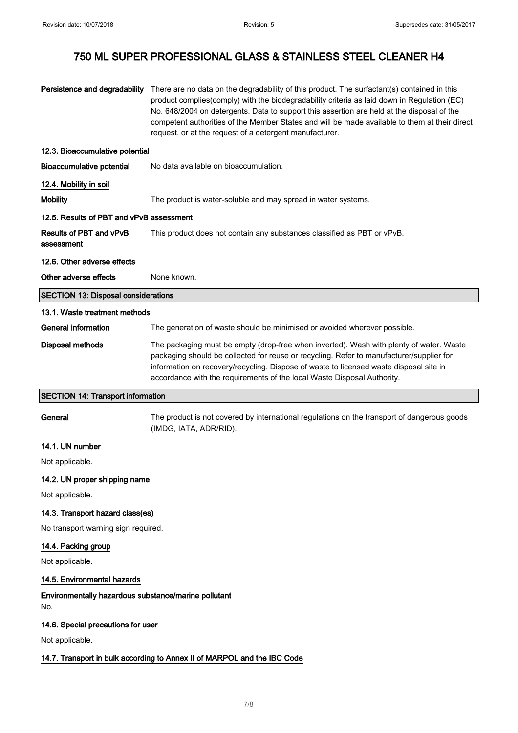| | |
|---|---|
| **Persistence and degradability** | There are no data on the degradability of this product. The surfactant(s) contained in this product complies(comply) with the biodegradability criteria as laid down in Regulation (EC) No. 648/2004 on detergents. Data to support this assertion are held at the disposal of the competent authorities of the Member States and will be made available to them at their direct request, or at the request of a detergent manufacturer. |

### 12.3. Bioaccumulative potential

| | |
|---|---|
| **Bioaccumulative potential** | No data available on bioaccumulation. |

### 12.4. Mobility in soil

| | |
|---|---|
| **Mobility** | The product is water-soluble and may spread in water systems. |

### 12.5. Results of PBT and vPvB assessment

| | |
|---|---|
| **Results of PBT and vPvB assessment** | This product does not contain any substances classified as PBT or vPvB. |

### 12.6. Other adverse effects

| | |
|---|---|
| **Other adverse effects** | None known. |

## SECTION 13: Disposal considerations

### 13.1. Waste treatment methods

| | |
|---|---|
| **General information** | The generation of waste should be minimised or avoided wherever possible. |
| **Disposal methods** | The packaging must be empty (drop-free when inverted). Wash with plenty of water. Waste packaging should be collected for reuse or recycling. Refer to manufacturer/supplier for information on recovery/recycling. Dispose of waste to licensed waste disposal site in accordance with the requirements of the local Waste Disposal Authority. |

## SECTION 14: Transport information

| | |
|---|---|
| **General** | The product is not covered by international regulations on the transport of dangerous goods (IMDG, IATA, ADR/RID). |

### 14.1. UN number

Not applicable.

### 14.2. UN proper shipping name

Not applicable.

### 14.3. Transport hazard class(es)

No transport warning sign required.

### 14.4. Packing group

Not applicable.

### 14.5. Environmental hazards

**Environmentally hazardous substance/marine pollutant**

No.

### 14.6. Special precautions for user

Not applicable.

### 14.7. Transport in bulk according to Annex II of MARPOL and the IBC Code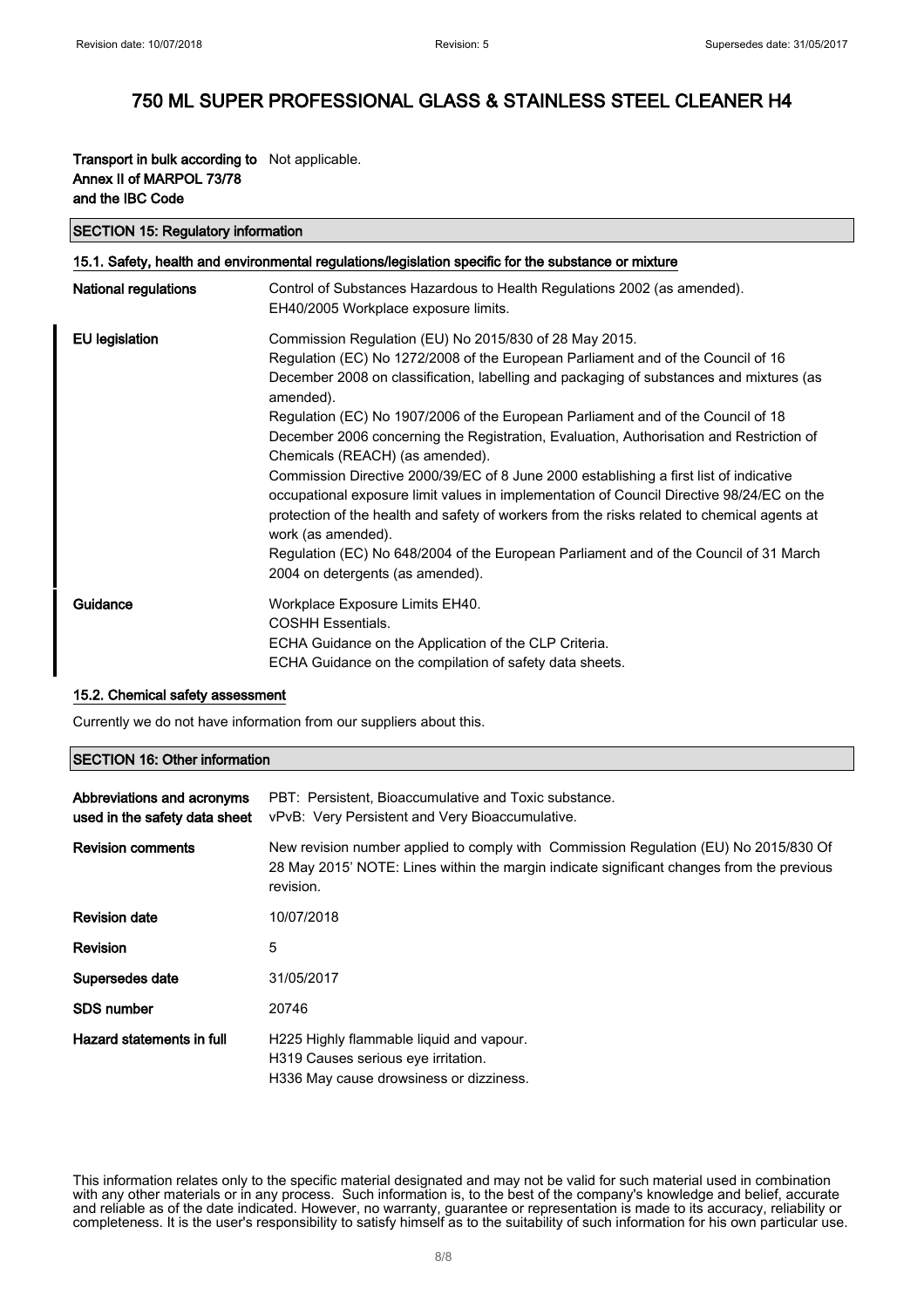| | |
|---|---|
| **Transport in bulk according to Annex II of MARPOL 73/78 and the IBC Code** | Not applicable. |

## SECTION 15: Regulatory information

### 15.1. Safety, health and environmental regulations/legislation specific for the substance or mixture

| | |
|---|---|
| **National regulations** | Control of Substances Hazardous to Health Regulations 2002 (as amended).<br>EH40/2005 Workplace exposure limits. |
| **EU legislation** | Commission Regulation (EU) No 2015/830 of 28 May 2015.<br>Regulation (EC) No 1272/2008 of the European Parliament and of the Council of 16 December 2008 on classification, labelling and packaging of substances and mixtures (as amended).<br>Regulation (EC) No 1907/2006 of the European Parliament and of the Council of 18 December 2006 concerning the Registration, Evaluation, Authorisation and Restriction of Chemicals (REACH) (as amended).<br>Commission Directive 2000/39/EC of 8 June 2000 establishing a first list of indicative occupational exposure limit values in implementation of Council Directive 98/24/EC on the protection of the health and safety of workers from the risks related to chemical agents at work (as amended).<br>Regulation (EC) No 648/2004 of the European Parliament and of the Council of 31 March 2004 on detergents (as amended). |
| **Guidance** | Workplace Exposure Limits EH40.<br>COSHH Essentials.<br>ECHA Guidance on the Application of the CLP Criteria.<br>ECHA Guidance on the compilation of safety data sheets. |

### 15.2. Chemical safety assessment

Currently we do not have information from our suppliers about this.

## SECTION 16: Other information

| | |
|---|---|
| **Abbreviations and acronyms used in the safety data sheet** | PBT: Persistent, Bioaccumulative and Toxic substance.<br>vPvB: Very Persistent and Very Bioaccumulative. |
| **Revision comments** | New revision number applied to comply with Commission Regulation (EU) No 2015/830 Of 28 May 2015' NOTE: Lines within the margin indicate significant changes from the previous revision. |
| **Revision date** | 10/07/2018 |
| **Revision** | 5 |
| **Supersedes date** | 31/05/2017 |
| **SDS number** | 20746 |
| **Hazard statements in full** | H225 Highly flammable liquid and vapour.<br>H319 Causes serious eye irritation.<br>H336 May cause drowsiness or dizziness. |

This information relates only to the specific material designated and may not be valid for such material used in combination with any other materials or in any process. Such information is, to the best of the company's knowledge and belief, accurate and reliable as of the date indicated. However, no warranty, guarantee or representation is made to its accuracy, reliability or completeness. It is the user's responsibility to satisfy himself as to the suitability of such information for his own particular use.